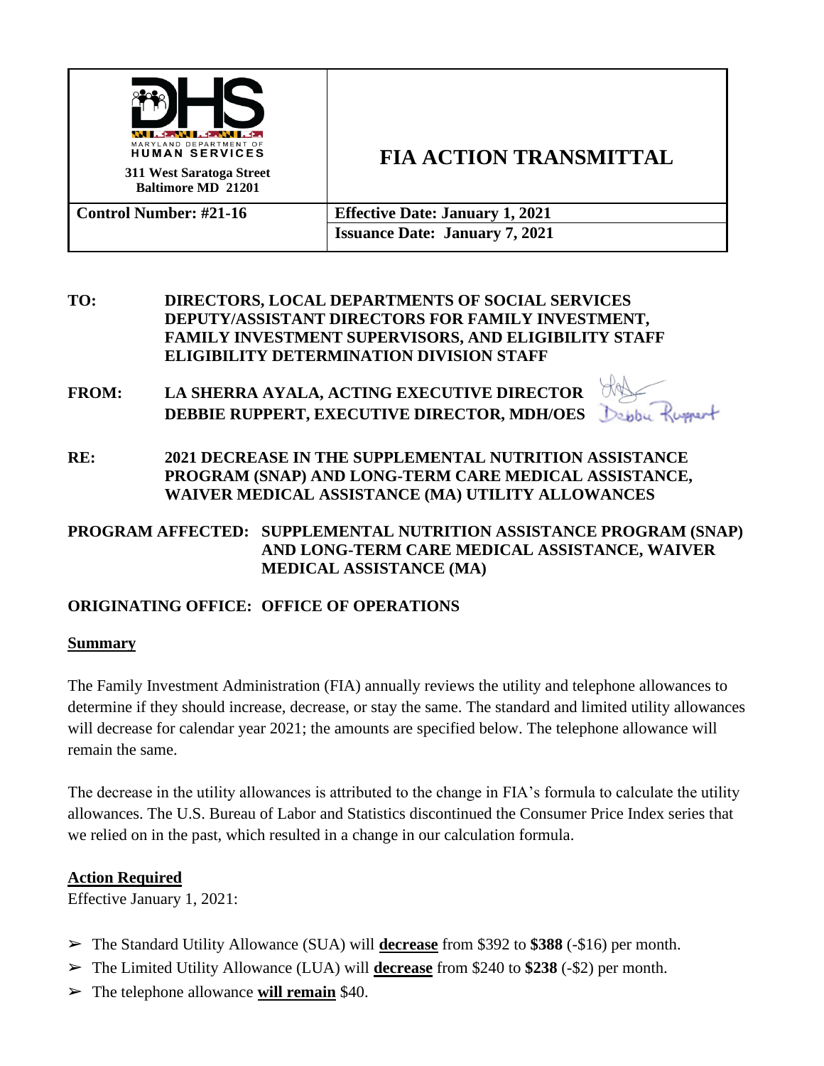| MARYLAND DEPARTMENT OF HUMAN SERVICES<br>311 West Saratoga Street<br>Baltimore MD 21201 | **FIA ACTION TRANSMITTAL** |
|---|---|
| **Control Number: #21-16** | **Effective Date: January 1, 2021**<br>**Issuance Date: January 7, 2021** |

**TO:** DIRECTORS, LOCAL DEPARTMENTS OF SOCIAL SERVICES
DEPUTY/ASSISTANT DIRECTORS FOR FAMILY INVESTMENT,
FAMILY INVESTMENT SUPERVISORS, AND ELIGIBILITY STAFF
ELIGIBILITY DETERMINATION DIVISION STAFF

**FROM:** LA SHERRA AYALA, ACTING EXECUTIVE DIRECTOR
DEBBIE RUPPERT, EXECUTIVE DIRECTOR, MDH/OES

**RE:** 2021 DECREASE IN THE SUPPLEMENTAL NUTRITION ASSISTANCE PROGRAM (SNAP) AND LONG-TERM CARE MEDICAL ASSISTANCE, WAIVER MEDICAL ASSISTANCE (MA) UTILITY ALLOWANCES

**PROGRAM AFFECTED:** SUPPLEMENTAL NUTRITION ASSISTANCE PROGRAM (SNAP) AND LONG-TERM CARE MEDICAL ASSISTANCE, WAIVER MEDICAL ASSISTANCE (MA)

**ORIGINATING OFFICE:** OFFICE OF OPERATIONS

## Summary

The Family Investment Administration (FIA) annually reviews the utility and telephone allowances to determine if they should increase, decrease, or stay the same. The standard and limited utility allowances will decrease for calendar year 2021; the amounts are specified below. The telephone allowance will remain the same.

The decrease in the utility allowances is attributed to the change in FIA's formula to calculate the utility allowances. The U.S. Bureau of Labor and Statistics discontinued the Consumer Price Index series that we relied on in the past, which resulted in a change in our calculation formula.

## Action Required

Effective January 1, 2021:

- The Standard Utility Allowance (SUA) will **decrease** from $392 to **$388** (-$16) per month.
- The Limited Utility Allowance (LUA) will **decrease** from $240 to **$238** (-$2) per month.
- The telephone allowance **will remain** $40.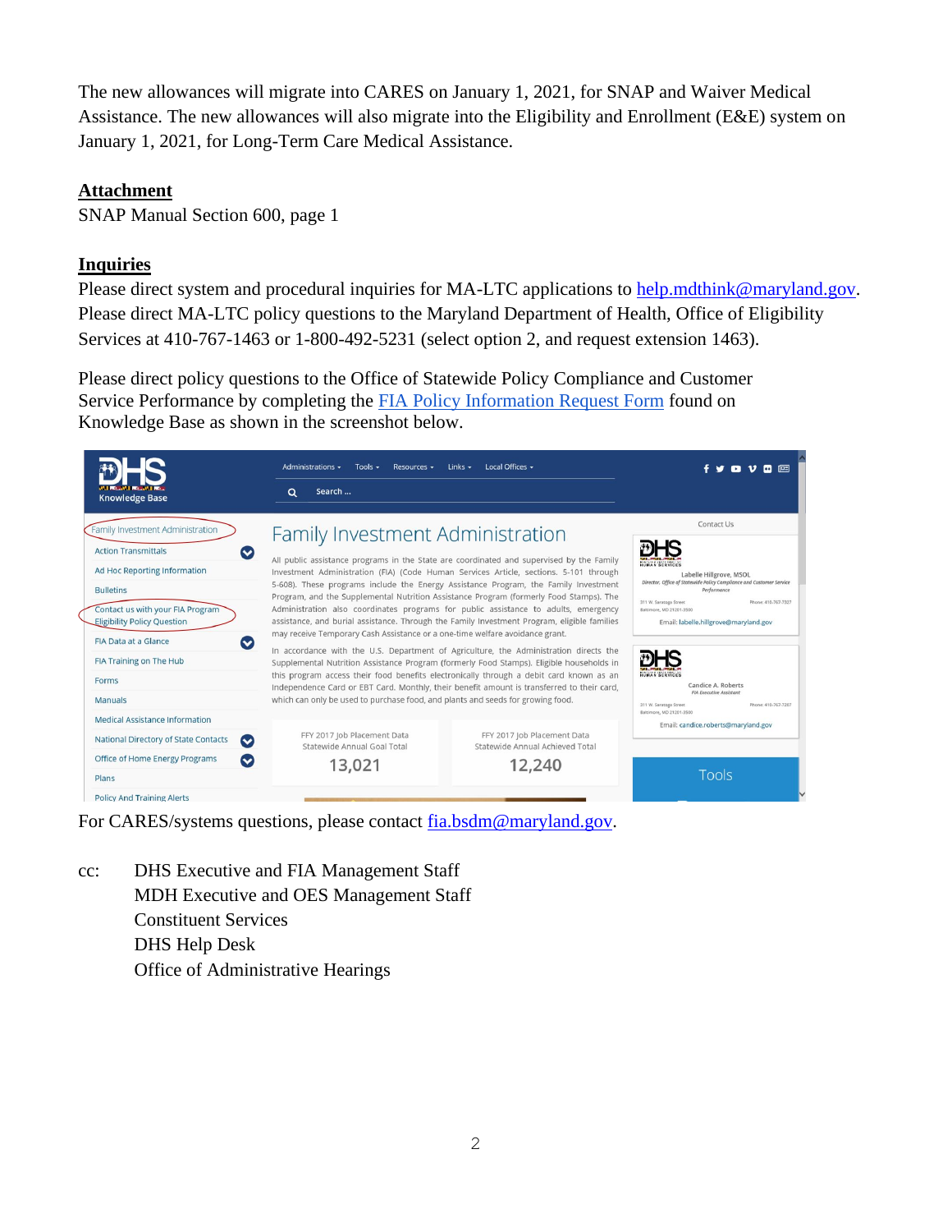The new allowances will migrate into CARES on January 1, 2021, for SNAP and Waiver Medical Assistance. The new allowances will also migrate into the Eligibility and Enrollment (E&E) system on January 1, 2021, for Long-Term Care Medical Assistance.

**Attachment**

SNAP Manual Section 600, page 1

**Inquiries**

Please direct system and procedural inquiries for MA-LTC applications to help.mdthink@maryland.gov. Please direct MA-LTC policy questions to the Maryland Department of Health, Office of Eligibility Services at 410-767-1463 or 1-800-492-5231 (select option 2, and request extension 1463).

Please direct policy questions to the Office of Statewide Policy Compliance and Customer Service Performance by completing the FIA Policy Information Request Form found on Knowledge Base as shown in the screenshot below.

For CARES/systems questions, please contact fia.bsdm@maryland.gov.

cc: DHS Executive and FIA Management Staff
MDH Executive and OES Management Staff
Constituent Services
DHS Help Desk
Office of Administrative Hearings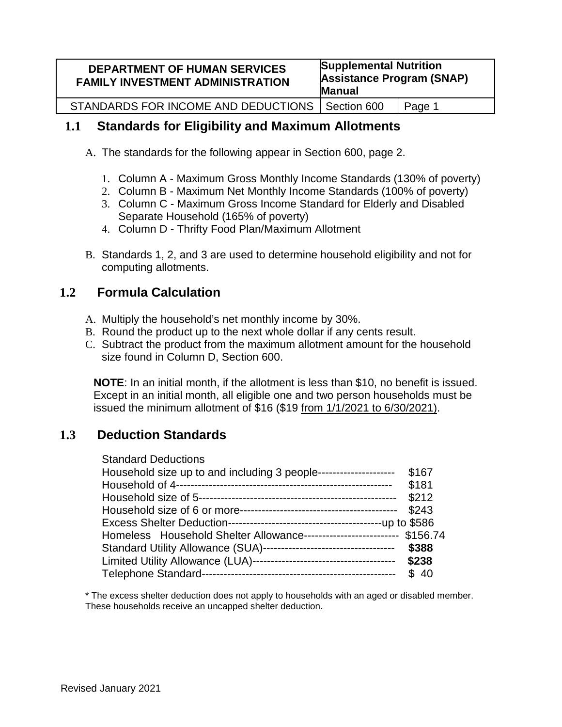| DEPARTMENT OF HUMAN SERVICES FAMILY INVESTMENT ADMINISTRATION | Supplemental Nutrition Assistance Program (SNAP) Manual | |
|---|---|---|
| STANDARDS FOR INCOME AND DEDUCTIONS | Section 600 | Page 1 |

## 1.1 Standards for Eligibility and Maximum Allotments

A. The standards for the following appear in Section 600, page 2.

1. Column A - Maximum Gross Monthly Income Standards (130% of poverty)
2. Column B - Maximum Net Monthly Income Standards (100% of poverty)
3. Column C - Maximum Gross Income Standard for Elderly and Disabled Separate Household (165% of poverty)
4. Column D - Thrifty Food Plan/Maximum Allotment

B. Standards 1, 2, and 3 are used to determine household eligibility and not for computing allotments.

## 1.2 Formula Calculation

A. Multiply the household's net monthly income by 30%.
B. Round the product up to the next whole dollar if any cents result.
C. Subtract the product from the maximum allotment amount for the household size found in Column D, Section 600.

**NOTE**: In an initial month, if the allotment is less than $10, no benefit is issued. Except in an initial month, all eligible one and two person households must be issued the minimum allotment of $16 ($19 from 1/1/2021 to 6/30/2021).

## 1.3 Deduction Standards

Standard Deductions

| | |
|---|---|
| Household size up to and including 3 people | $167 |
| Household of 4 | $181 |
| Household size of 5 | $212 |
| Household size of 6 or more | $243 |
| Excess Shelter Deduction | up to $586 |
| Homeless Household Shelter Allowance | $156.74 |
| Standard Utility Allowance (SUA) | **$388** |
| Limited Utility Allowance (LUA) | **$238** |
| Telephone Standard | $ 40 |

\* The excess shelter deduction does not apply to households with an aged or disabled member. These households receive an uncapped shelter deduction.

Revised January 2021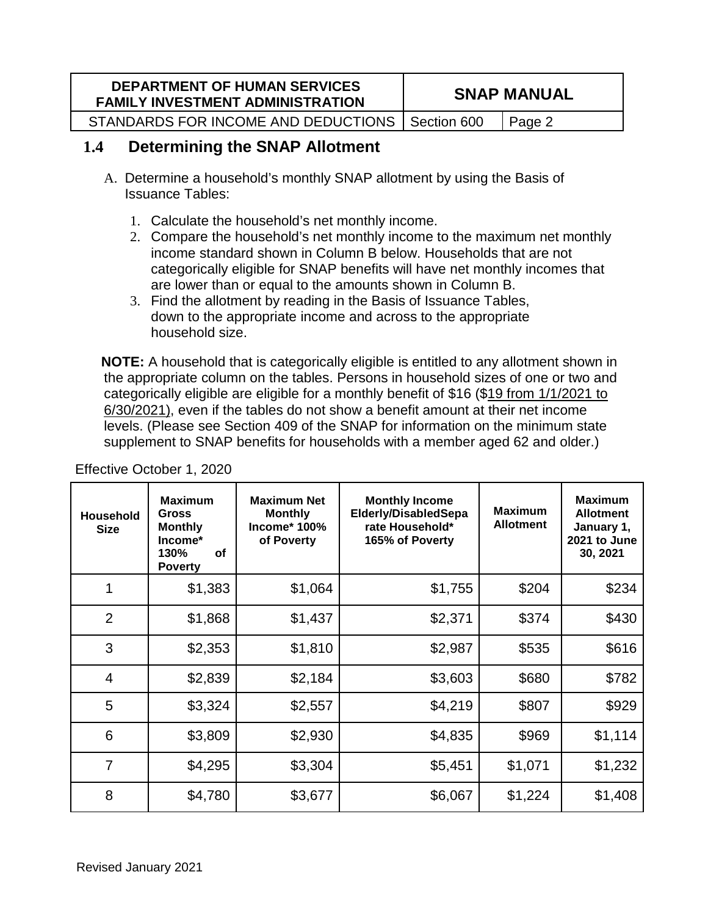## 1.4 Determining the SNAP Allotment

A. Determine a household's monthly SNAP allotment by using the Basis of Issuance Tables:

1. Calculate the household's net monthly income.
2. Compare the household's net monthly income to the maximum net monthly income standard shown in Column B below. Households that are not categorically eligible for SNAP benefits will have net monthly incomes that are lower than or equal to the amounts shown in Column B.
3. Find the allotment by reading in the Basis of Issuance Tables, down to the appropriate income and across to the appropriate household size.

**NOTE:** A household that is categorically eligible is entitled to any allotment shown in the appropriate column on the tables. Persons in household sizes of one or two and categorically eligible are eligible for a monthly benefit of $16 ($19 from 1/1/2021 to 6/30/2021), even if the tables do not show a benefit amount at their net income levels. (Please see Section 409 of the SNAP for information on the minimum state supplement to SNAP benefits for households with a member aged 62 and older.)

Effective October 1, 2020

| Household Size | Maximum Gross Monthly Income* 130% of Poverty | Maximum Net Monthly Income* 100% of Poverty | Monthly Income Elderly/DisabledSeparate Household* 165% of Poverty | Maximum Allotment | Maximum Allotment January 1, 2021 to June 30, 2021 |
|---|---|---|---|---|---|
| 1 | $1,383 | $1,064 | $1,755 | $204 | $234 |
| 2 | $1,868 | $1,437 | $2,371 | $374 | $430 |
| 3 | $2,353 | $1,810 | $2,987 | $535 | $616 |
| 4 | $2,839 | $2,184 | $3,603 | $680 | $782 |
| 5 | $3,324 | $2,557 | $4,219 | $807 | $929 |
| 6 | $3,809 | $2,930 | $4,835 | $969 | $1,114 |
| 7 | $4,295 | $3,304 | $5,451 | $1,071 | $1,232 |
| 8 | $4,780 | $3,677 | $6,067 | $1,224 | $1,408 |

Revised January 2021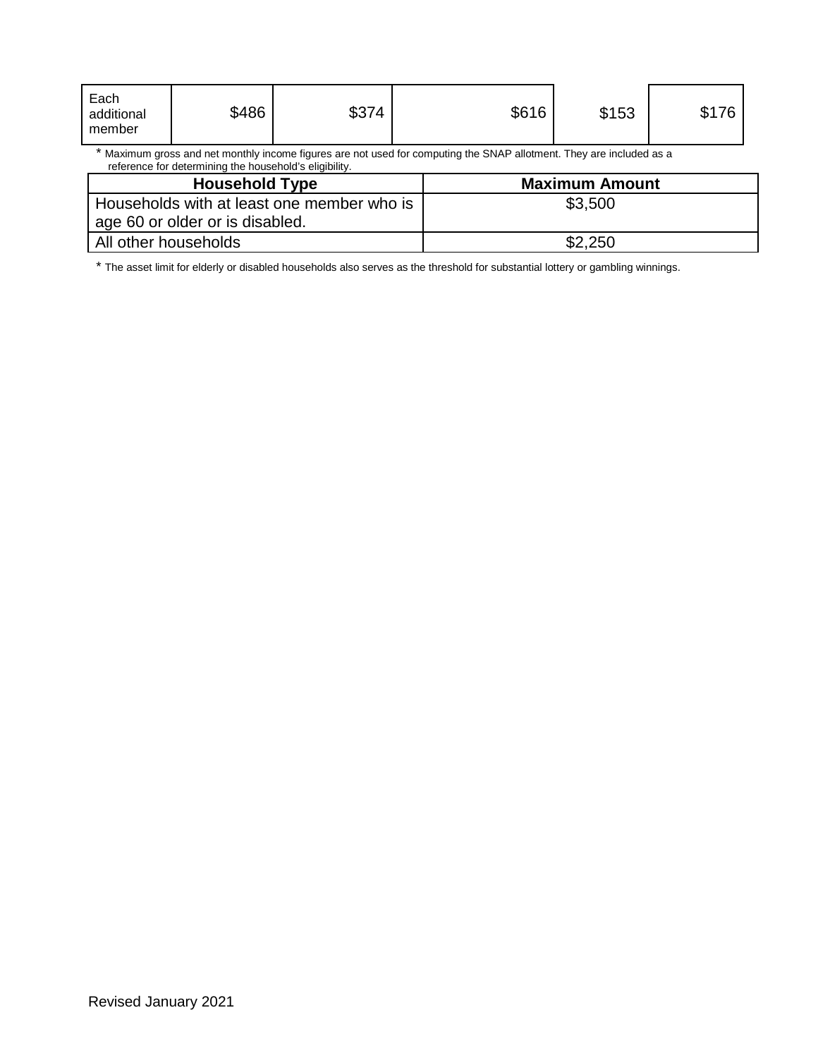| | | | | | |
|---|---|---|---|---|---|
| Each additional member | $486 | $374 | $616 | $153 | $176 |

* Maximum gross and net monthly income figures are not used for computing the SNAP allotment. They are included as a reference for determining the household's eligibility.

| Household Type | Maximum Amount |
|---|---|
| Households with at least one member who is age 60 or older or is disabled. | $3,500 |
| All other households | $2,250 |

* The asset limit for elderly or disabled households also serves as the threshold for substantial lottery or gambling winnings.

Revised January 2021